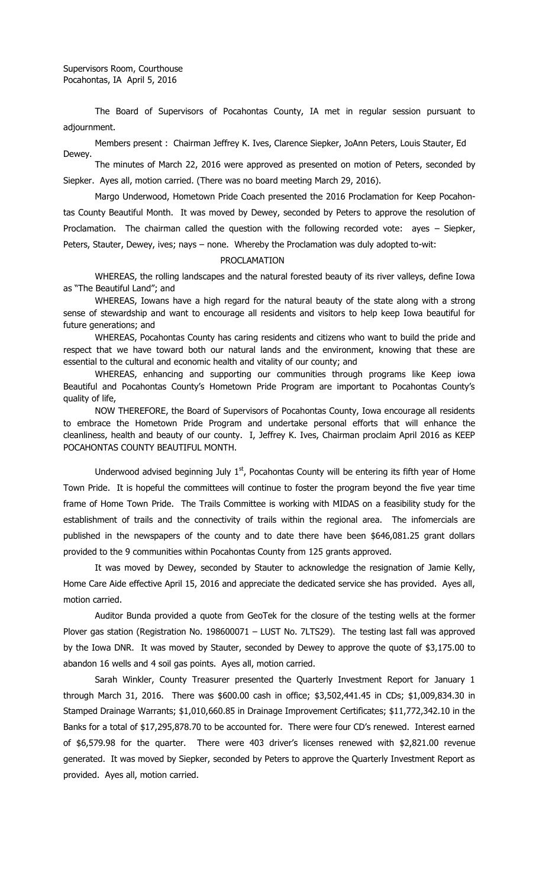Supervisors Room, Courthouse
Pocahontas, IA April 5, 2016

The Board of Supervisors of Pocahontas County, IA met in regular session pursuant to adjournment.

Members present : Chairman Jeffrey K. Ives, Clarence Siepker, JoAnn Peters, Louis Stauter, Ed Dewey.

The minutes of March 22, 2016 were approved as presented on motion of Peters, seconded by Siepker. Ayes all, motion carried. (There was no board meeting March 29, 2016).

Margo Underwood, Hometown Pride Coach presented the 2016 Proclamation for Keep Pocahontas County Beautiful Month. It was moved by Dewey, seconded by Peters to approve the resolution of Proclamation. The chairman called the question with the following recorded vote: ayes – Siepker, Peters, Stauter, Dewey, ives; nays – none. Whereby the Proclamation was duly adopted to-wit:

PROCLAMATION

WHEREAS, the rolling landscapes and the natural forested beauty of its river valleys, define Iowa as "The Beautiful Land"; and

WHEREAS, Iowans have a high regard for the natural beauty of the state along with a strong sense of stewardship and want to encourage all residents and visitors to help keep Iowa beautiful for future generations; and

WHEREAS, Pocahontas County has caring residents and citizens who want to build the pride and respect that we have toward both our natural lands and the environment, knowing that these are essential to the cultural and economic health and vitality of our county; and

WHEREAS, enhancing and supporting our communities through programs like Keep iowa Beautiful and Pocahontas County's Hometown Pride Program are important to Pocahontas County's quality of life,

NOW THEREFORE, the Board of Supervisors of Pocahontas County, Iowa encourage all residents to embrace the Hometown Pride Program and undertake personal efforts that will enhance the cleanliness, health and beauty of our county. I, Jeffrey K. Ives, Chairman proclaim April 2016 as KEEP POCAHONTAS COUNTY BEAUTIFUL MONTH.

Underwood advised beginning July 1st, Pocahontas County will be entering its fifth year of Home Town Pride. It is hopeful the committees will continue to foster the program beyond the five year time frame of Home Town Pride. The Trails Committee is working with MIDAS on a feasibility study for the establishment of trails and the connectivity of trails within the regional area. The infomercials are published in the newspapers of the county and to date there have been $646,081.25 grant dollars provided to the 9 communities within Pocahontas County from 125 grants approved.

It was moved by Dewey, seconded by Stauter to acknowledge the resignation of Jamie Kelly, Home Care Aide effective April 15, 2016 and appreciate the dedicated service she has provided. Ayes all, motion carried.

Auditor Bunda provided a quote from GeoTek for the closure of the testing wells at the former Plover gas station (Registration No. 198600071 – LUST No. 7LTS29). The testing last fall was approved by the Iowa DNR. It was moved by Stauter, seconded by Dewey to approve the quote of $3,175.00 to abandon 16 wells and 4 soil gas points. Ayes all, motion carried.

Sarah Winkler, County Treasurer presented the Quarterly Investment Report for January 1 through March 31, 2016. There was $600.00 cash in office; $3,502,441.45 in CDs; $1,009,834.30 in Stamped Drainage Warrants; $1,010,660.85 in Drainage Improvement Certificates; $11,772,342.10 in the Banks for a total of $17,295,878.70 to be accounted for. There were four CD's renewed. Interest earned of $6,579.98 for the quarter. There were 403 driver's licenses renewed with $2,821.00 revenue generated. It was moved by Siepker, seconded by Peters to approve the Quarterly Investment Report as provided. Ayes all, motion carried.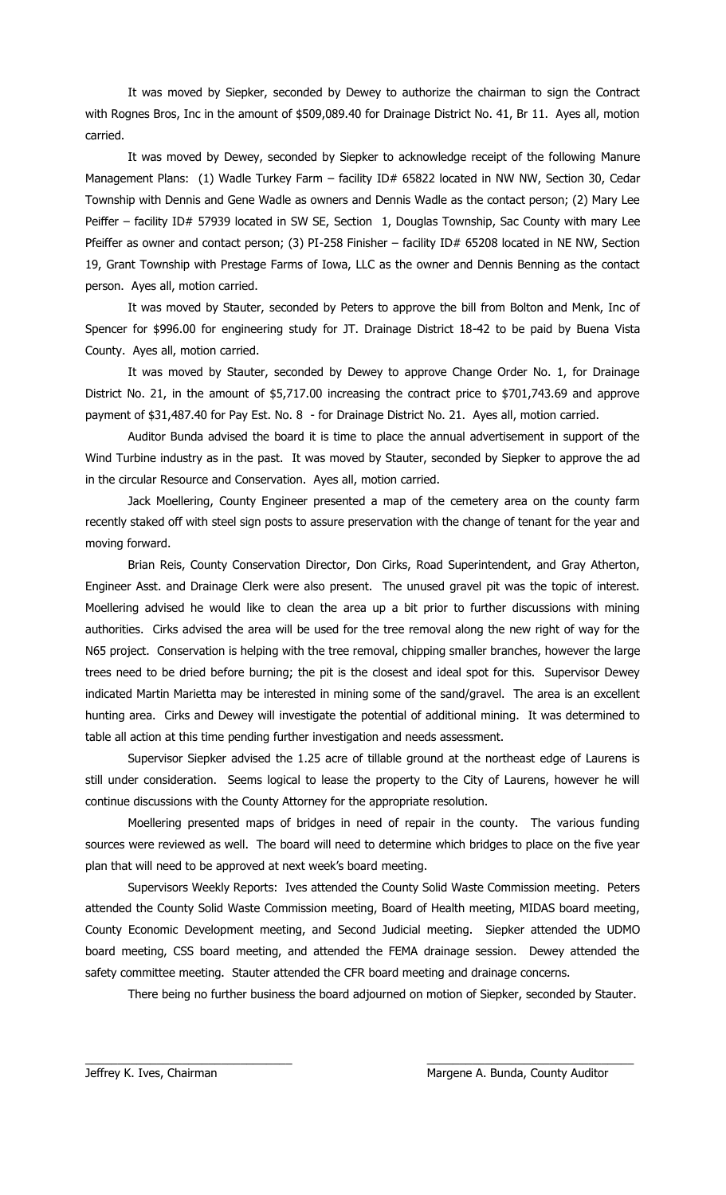It was moved by Siepker, seconded by Dewey to authorize the chairman to sign the Contract with Rognes Bros, Inc in the amount of $509,089.40 for Drainage District No. 41, Br 11. Ayes all, motion carried.

It was moved by Dewey, seconded by Siepker to acknowledge receipt of the following Manure Management Plans: (1) Wadle Turkey Farm – facility ID# 65822 located in NW NW, Section 30, Cedar Township with Dennis and Gene Wadle as owners and Dennis Wadle as the contact person; (2) Mary Lee Peiffer – facility ID# 57939 located in SW SE, Section 1, Douglas Township, Sac County with mary Lee Pfeiffer as owner and contact person; (3) PI-258 Finisher – facility ID# 65208 located in NE NW, Section 19, Grant Township with Prestage Farms of Iowa, LLC as the owner and Dennis Benning as the contact person. Ayes all, motion carried.

It was moved by Stauter, seconded by Peters to approve the bill from Bolton and Menk, Inc of Spencer for $996.00 for engineering study for JT. Drainage District 18-42 to be paid by Buena Vista County. Ayes all, motion carried.

It was moved by Stauter, seconded by Dewey to approve Change Order No. 1, for Drainage District No. 21, in the amount of $5,717.00 increasing the contract price to $701,743.69 and approve payment of $31,487.40 for Pay Est. No. 8 - for Drainage District No. 21. Ayes all, motion carried.

Auditor Bunda advised the board it is time to place the annual advertisement in support of the Wind Turbine industry as in the past. It was moved by Stauter, seconded by Siepker to approve the ad in the circular Resource and Conservation. Ayes all, motion carried.

Jack Moellering, County Engineer presented a map of the cemetery area on the county farm recently staked off with steel sign posts to assure preservation with the change of tenant for the year and moving forward.

Brian Reis, County Conservation Director, Don Cirks, Road Superintendent, and Gray Atherton, Engineer Asst. and Drainage Clerk were also present. The unused gravel pit was the topic of interest. Moellering advised he would like to clean the area up a bit prior to further discussions with mining authorities. Cirks advised the area will be used for the tree removal along the new right of way for the N65 project. Conservation is helping with the tree removal, chipping smaller branches, however the large trees need to be dried before burning; the pit is the closest and ideal spot for this. Supervisor Dewey indicated Martin Marietta may be interested in mining some of the sand/gravel. The area is an excellent hunting area. Cirks and Dewey will investigate the potential of additional mining. It was determined to table all action at this time pending further investigation and needs assessment.

Supervisor Siepker advised the 1.25 acre of tillable ground at the northeast edge of Laurens is still under consideration. Seems logical to lease the property to the City of Laurens, however he will continue discussions with the County Attorney for the appropriate resolution.

Moellering presented maps of bridges in need of repair in the county. The various funding sources were reviewed as well. The board will need to determine which bridges to place on the five year plan that will need to be approved at next week's board meeting.

Supervisors Weekly Reports: Ives attended the County Solid Waste Commission meeting. Peters attended the County Solid Waste Commission meeting, Board of Health meeting, MIDAS board meeting, County Economic Development meeting, and Second Judicial meeting. Siepker attended the UDMO board meeting, CSS board meeting, and attended the FEMA drainage session. Dewey attended the safety committee meeting. Stauter attended the CFR board meeting and drainage concerns.

There being no further business the board adjourned on motion of Siepker, seconded by Stauter.

\_\_\_\_\_\_\_\_\_\_\_\_\_\_\_\_\_\_\_\_\_\_\_\_\_\_\_\_\_\_\_\_ \_\_\_\_\_\_\_\_\_\_\_\_\_\_\_\_\_\_\_\_\_\_\_\_\_\_\_\_\_\_\_\_

Jeffrey K. Ives, Chairman Margene A. Bunda, County Auditor